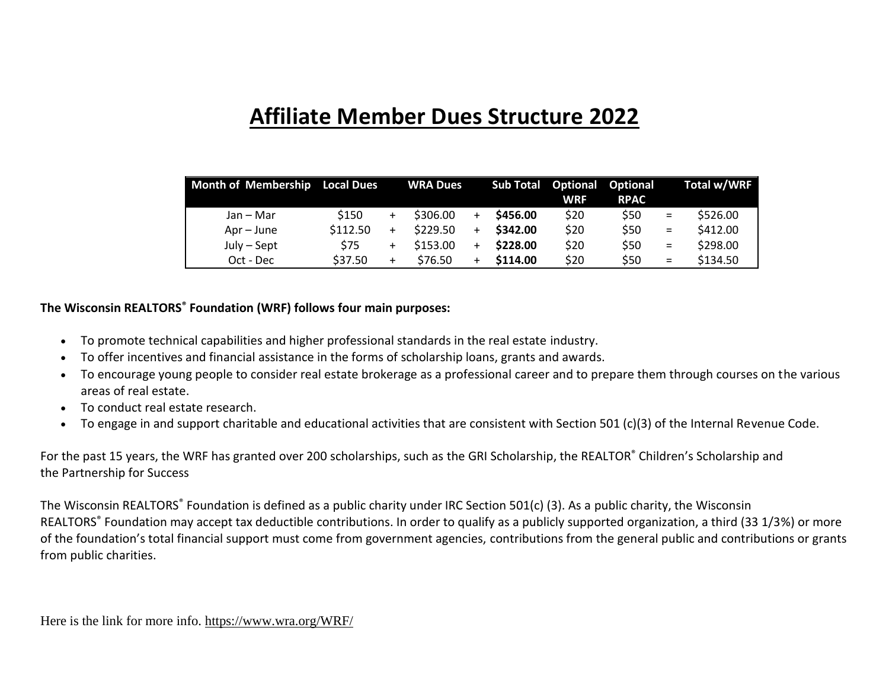# Affiliate Member Dues Structure 2022

| Month of Membership | Local Dues | | WRA Dues | | Sub Total | Optional WRF | Optional RPAC | | Total w/WRF |
|---|---|---|---|---|---|---|---|---|---|
| Jan – Mar | $150 | + | $306.00 | + | **$456.00** | $20 | $50 | = | $526.00 |
| Apr – June | $112.50 | + | $229.50 | + | **$342.00** | $20 | $50 | = | $412.00 |
| July – Sept | $75 | + | $153.00 | + | **$228.00** | $20 | $50 | = | $298.00 |
| Oct - Dec | $37.50 | + | $76.50 | + | **$114.00** | $20 | $50 | = | $134.50 |

**The Wisconsin REALTORS® Foundation (WRF) follows four main purposes:**

- To promote technical capabilities and higher professional standards in the real estate industry.
- To offer incentives and financial assistance in the forms of scholarship loans, grants and awards.
- To encourage young people to consider real estate brokerage as a professional career and to prepare them through courses on the various areas of real estate.
- To conduct real estate research.
- To engage in and support charitable and educational activities that are consistent with Section 501 (c)(3) of the Internal Revenue Code.

For the past 15 years, the WRF has granted over 200 scholarships, such as the GRI Scholarship, the REALTOR® Children's Scholarship and the Partnership for Success

The Wisconsin REALTORS® Foundation is defined as a public charity under IRC Section 501(c) (3). As a public charity, the Wisconsin REALTORS® Foundation may accept tax deductible contributions. In order to qualify as a publicly supported organization, a third (33 1/3%) or more of the foundation's total financial support must come from government agencies, contributions from the general public and contributions or grants from public charities.

Here is the link for more info. https://www.wra.org/WRF/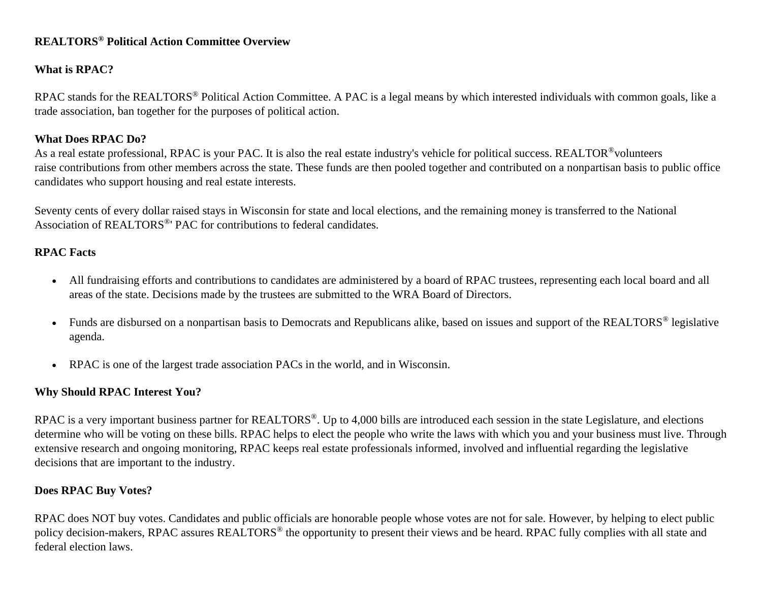**REALTORS® Political Action Committee Overview**

**What is RPAC?**

RPAC stands for the REALTORS® Political Action Committee. A PAC is a legal means by which interested individuals with common goals, like a trade association, ban together for the purposes of political action.

**What Does RPAC Do?**

As a real estate professional, RPAC is your PAC. It is also the real estate industry's vehicle for political success. REALTOR®volunteers raise contributions from other members across the state. These funds are then pooled together and contributed on a nonpartisan basis to public office candidates who support housing and real estate interests.

Seventy cents of every dollar raised stays in Wisconsin for state and local elections, and the remaining money is transferred to the National Association of REALTORS®' PAC for contributions to federal candidates.

**RPAC Facts**

- All fundraising efforts and contributions to candidates are administered by a board of RPAC trustees, representing each local board and all areas of the state. Decisions made by the trustees are submitted to the WRA Board of Directors.
- Funds are disbursed on a nonpartisan basis to Democrats and Republicans alike, based on issues and support of the REALTORS® legislative agenda.
- RPAC is one of the largest trade association PACs in the world, and in Wisconsin.

**Why Should RPAC Interest You?**

RPAC is a very important business partner for REALTORS®. Up to 4,000 bills are introduced each session in the state Legislature, and elections determine who will be voting on these bills. RPAC helps to elect the people who write the laws with which you and your business must live. Through extensive research and ongoing monitoring, RPAC keeps real estate professionals informed, involved and influential regarding the legislative decisions that are important to the industry.

**Does RPAC Buy Votes?**

RPAC does NOT buy votes. Candidates and public officials are honorable people whose votes are not for sale. However, by helping to elect public policy decision-makers, RPAC assures REALTORS® the opportunity to present their views and be heard. RPAC fully complies with all state and federal election laws.